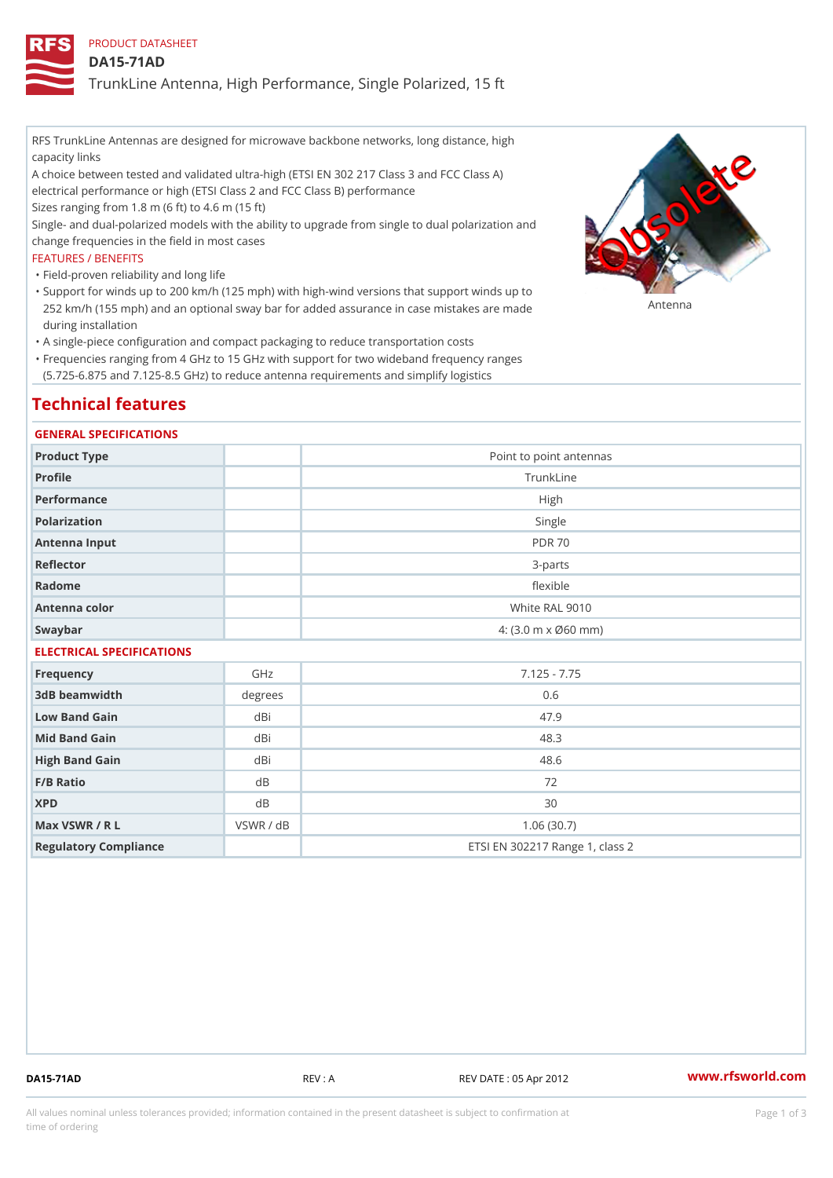PRODUCT DATASHEET

# DA15-71AD

## TrunkLine Antenna, High Performance, Single Polarized, 15 ft

RFS TrunkLine Antennas are designed for microwave backbone networks, long distance, high capacity links

A choice between tested and validated ultra-high (ETSI EN 302 217 Class 3 and FCC Class A) electrical performance or high (ETSI Class 2 and FCC Class B) performance

Sizes ranging from 1.8 m (6 ft) to 4.6 m (15 ft)

Single- and dual-polarized models with the ability to upgrade from single to dual polarization and change frequencies in the field in most cases

FEATURES / BENEFITS

- Field-proven reliability and long life
- Support for winds up to 200 km/h (125 mph) with high-wind versions that support winds up to 252 km/h (155 mph) and an optional sway bar for added assurance in case mistakes are made during installation
- A single-piece configuration and compact packaging to reduce transportation costs
- Frequencies ranging from 4 GHz to 15 GHz with support for two wideband frequency ranges (5.725-6.875 and 7.125-8.5 GHz) to reduce antenna requirements and simplify logistics

Antenna

## Technical features

### GENERAL SPECIFICATIONS

| | | |
|---|---|---|
| Product Type | | Point to point antennas |
| Profile | | TrunkLine |
| Performance | | High |
| Polarization | | Single |
| Antenna Input | | PDR 70 |
| Reflector | | 3-parts |
| Radome | | flexible |
| Antenna color | | White RAL 9010 |
| Swaybar | | 4: (3.0 m x Ø60 mm) |

### ELECTRICAL SPECIFICATIONS

| | | |
|---|---|---|
| Frequency | GHz | 7.125 - 7.75 |
| 3dB beamwidth | degrees | 0.6 |
| Low Band Gain | dBi | 47.9 |
| Mid Band Gain | dBi | 48.3 |
| High Band Gain | dBi | 48.6 |
| F/B Ratio | dB | 72 |
| XPD | dB | 30 |
| Max VSWR / R L | VSWR / dB | 1.06 (30.7) |
| Regulatory Compliance | | ETSI EN 302217 Range 1, class 2 |

DA15-71AD REV : A REV DATE : 05 Apr 2012 www.rfsworld.com

All values nominal unless tolerances provided; information contained in the present datasheet is subject to confirmation at time of ordering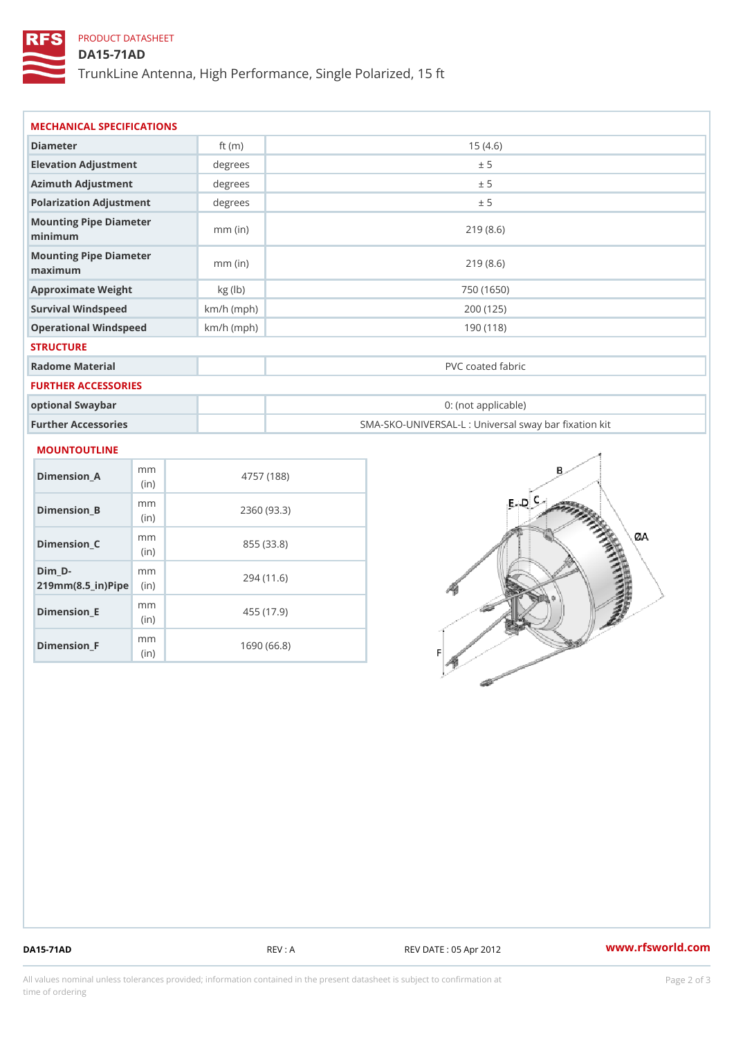PRODUCT DATASHEET

# DA15-71AD

TrunkLine Antenna, High Performance, Single Polarized, 15 ft

## MECHANICAL SPECIFICATIONS

| | | |
|---|---|---|
| Diameter | ft (m) | 15 (4.6) |
| Elevation Adjustment | degrees | ± 5 |
| Azimuth Adjustment | degrees | ± 5 |
| Polarization Adjustment | degrees | ± 5 |
| Mounting Pipe Diameter minimum | mm (in) | 219 (8.6) |
| Mounting Pipe Diameter maximum | mm (in) | 219 (8.6) |
| Approximate Weight | kg (lb) | 750 (1650) |
| Survival Windspeed | km/h (mph) | 200 (125) |
| Operational Windspeed | km/h (mph) | 190 (118) |

## STRUCTURE

| | | |
|---|---|---|
| Radome Material | | PVC coated fabric |

## FURTHER ACCESSORIES

| | | |
|---|---|---|
| optional Swaybar | | 0: (not applicable) |
| Further Accessories | | SMA-SKO-UNIVERSAL-L : Universal sway bar fixation kit |

## MOUNTOUTLINE

| | | |
|---|---|---|
| Dimension_A | mm (in) | 4757 (188) |
| Dimension_B | mm (in) | 2360 (93.3) |
| Dimension_C | mm (in) | 855 (33.8) |
| Dim_D-219mm(8.5_in)Pipe | mm (in) | 294 (11.6) |
| Dimension_E | mm (in) | 455 (17.9) |
| Dimension_F | mm (in) | 1690 (66.8) |

DA15-71AD REV : A REV DATE : 05 Apr 2012 www.rfsworld.com

All values nominal unless tolerances provided; information contained in the present datasheet is subject to confirmation at time of ordering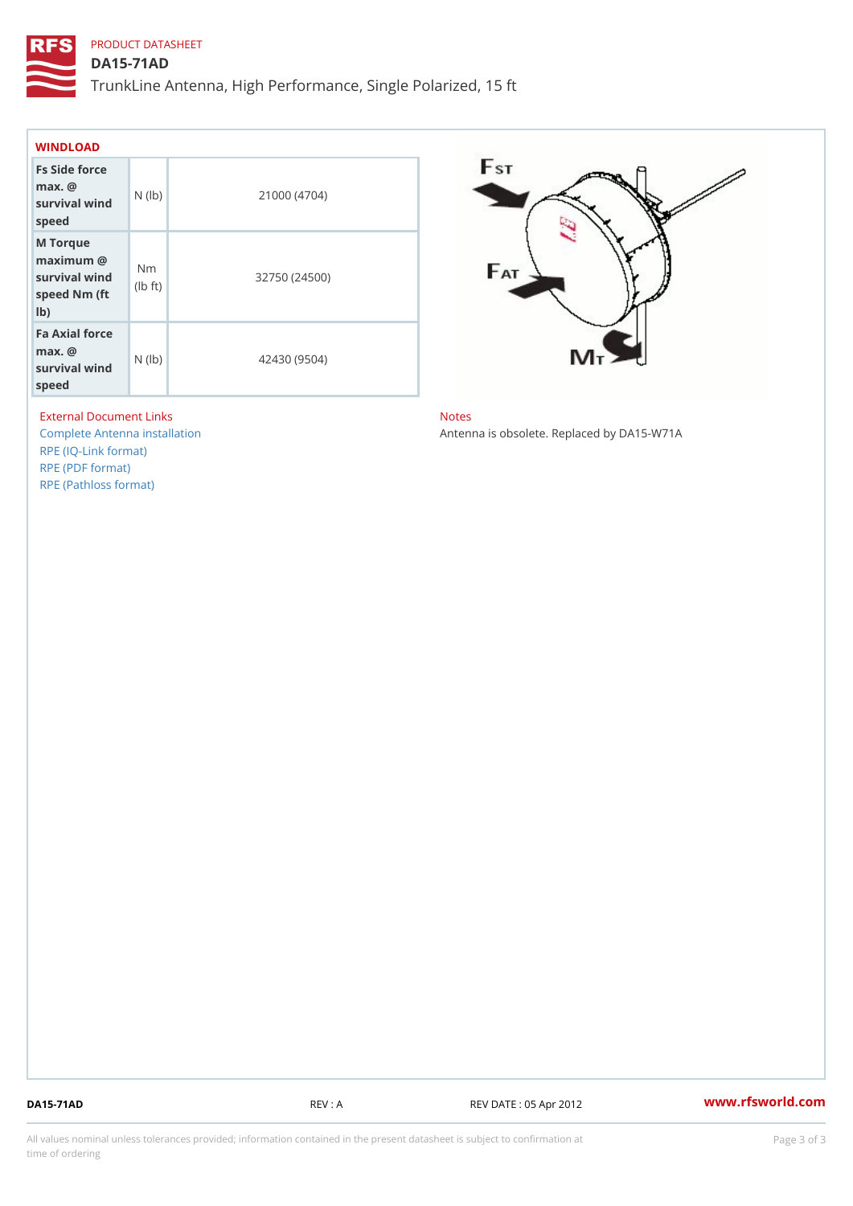PRODUCT DATASHEET

# DA15-71AD

TrunkLine Antenna, High Performance, Single Polarized, 15 ft

## WINDLOAD

| | | |
|---|---|---|
| Fs Side force max. @ survival wind speed | N (lb) | 21000 (4704) |
| M Torque maximum @ survival wind speed Nm (ft lb) | Nm (lb ft) | 32750 (24500) |
| Fa Axial force max. @ survival wind speed | N (lb) | 42430 (9504) |

FST

FAT

MT

### External Document Links

Complete Antenna installation

RPE (IQ-Link format)

RPE (PDF format)

RPE (Pathloss format)

### Notes

Antenna is obsolete. Replaced by DA15-W71A

DA15-71AD REV : A REV DATE : 05 Apr 2012 www.rfsworld.com

All values nominal unless tolerances provided; information contained in the present datasheet is subject to confirmation at time of ordering